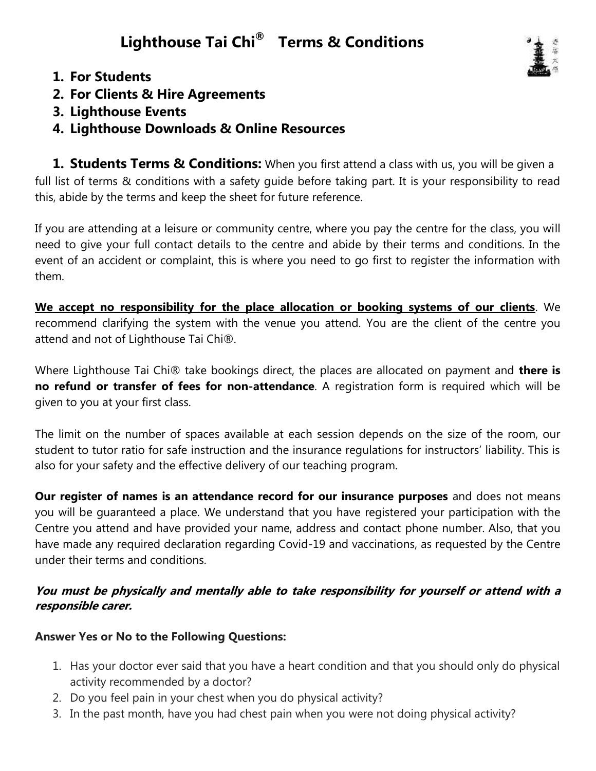# Lighthouse Tai Chi® Terms & Conditions

1. **For Students**
2. **For Clients & Hire Agreements**
3. **Lighthouse Events**
4. **Lighthouse Downloads & Online Resources**

**1. Students Terms & Conditions:** When you first attend a class with us, you will be given a full list of terms & conditions with a safety guide before taking part. It is your responsibility to read this, abide by the terms and keep the sheet for future reference.

If you are attending at a leisure or community centre, where you pay the centre for the class, you will need to give your full contact details to the centre and abide by their terms and conditions. In the event of an accident or complaint, this is where you need to go first to register the information with them.

**We accept no responsibility for the place allocation or booking systems of our clients**. We recommend clarifying the system with the venue you attend. You are the client of the centre you attend and not of Lighthouse Tai Chi®.

Where Lighthouse Tai Chi® take bookings direct, the places are allocated on payment and **there is no refund or transfer of fees for non-attendance**. A registration form is required which will be given to you at your first class.

The limit on the number of spaces available at each session depends on the size of the room, our student to tutor ratio for safe instruction and the insurance regulations for instructors' liability. This is also for your safety and the effective delivery of our teaching program.

**Our register of names is an attendance record for our insurance purposes** and does not means you will be guaranteed a place. We understand that you have registered your participation with the Centre you attend and have provided your name, address and contact phone number. Also, that you have made any required declaration regarding Covid-19 and vaccinations, as requested by the Centre under their terms and conditions.

***You must be physically and mentally able to take responsibility for yourself or attend with a responsible carer.***

**Answer Yes or No to the Following Questions:**

1. Has your doctor ever said that you have a heart condition and that you should only do physical activity recommended by a doctor?
2. Do you feel pain in your chest when you do physical activity?
3. In the past month, have you had chest pain when you were not doing physical activity?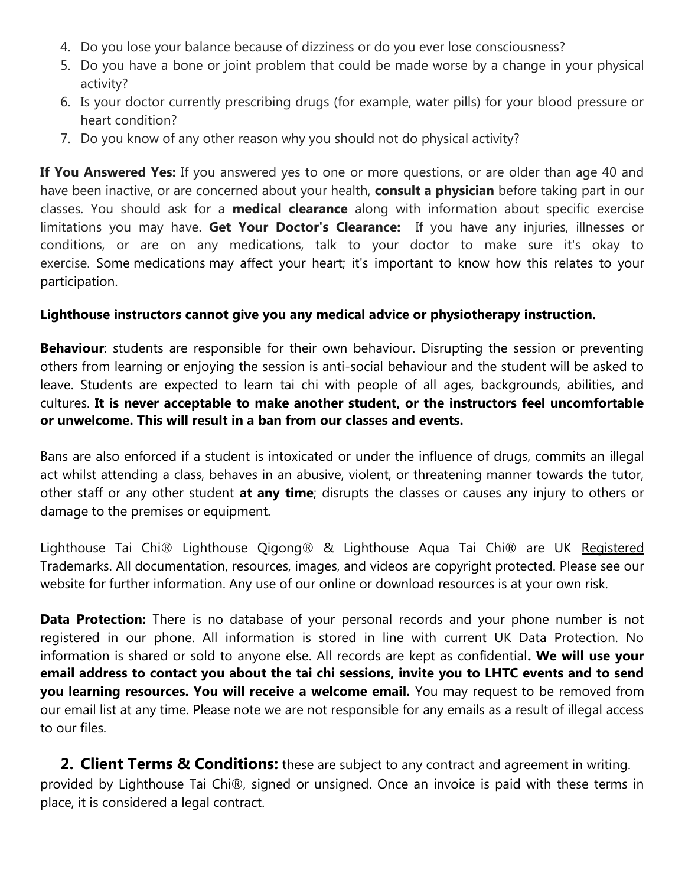4. Do you lose your balance because of dizziness or do you ever lose consciousness?
5. Do you have a bone or joint problem that could be made worse by a change in your physical activity?
6. Is your doctor currently prescribing drugs (for example, water pills) for your blood pressure or heart condition?
7. Do you know of any other reason why you should not do physical activity?

**If You Answered Yes:** If you answered yes to one or more questions, or are older than age 40 and have been inactive, or are concerned about your health, **consult a physician** before taking part in our classes. You should ask for a **medical clearance** along with information about specific exercise limitations you may have. **Get Your Doctor's Clearance:** If you have any injuries, illnesses or conditions, or are on any medications, talk to your doctor to make sure it's okay to exercise. Some medications may affect your heart; it's important to know how this relates to your participation.

**Lighthouse instructors cannot give you any medical advice or physiotherapy instruction.**

**Behaviour**: students are responsible for their own behaviour. Disrupting the session or preventing others from learning or enjoying the session is anti-social behaviour and the student will be asked to leave. Students are expected to learn tai chi with people of all ages, backgrounds, abilities, and cultures. **It is never acceptable to make another student, or the instructors feel uncomfortable or unwelcome. This will result in a ban from our classes and events.**

Bans are also enforced if a student is intoxicated or under the influence of drugs, commits an illegal act whilst attending a class, behaves in an abusive, violent, or threatening manner towards the tutor, other staff or any other student **at any time**; disrupts the classes or causes any injury to others or damage to the premises or equipment.

Lighthouse Tai Chi® Lighthouse Qigong® & Lighthouse Aqua Tai Chi® are UK Registered Trademarks. All documentation, resources, images, and videos are copyright protected. Please see our website for further information. Any use of our online or download resources is at your own risk.

**Data Protection:** There is no database of your personal records and your phone number is not registered in our phone. All information is stored in line with current UK Data Protection. No information is shared or sold to anyone else. All records are kept as confidential**. We will use your email address to contact you about the tai chi sessions, invite you to LHTC events and to send you learning resources. You will receive a welcome email.** You may request to be removed from our email list at any time. Please note we are not responsible for any emails as a result of illegal access to our files.

## 2. Client Terms & Conditions:

these are subject to any contract and agreement in writing. provided by Lighthouse Tai Chi®, signed or unsigned. Once an invoice is paid with these terms in place, it is considered a legal contract.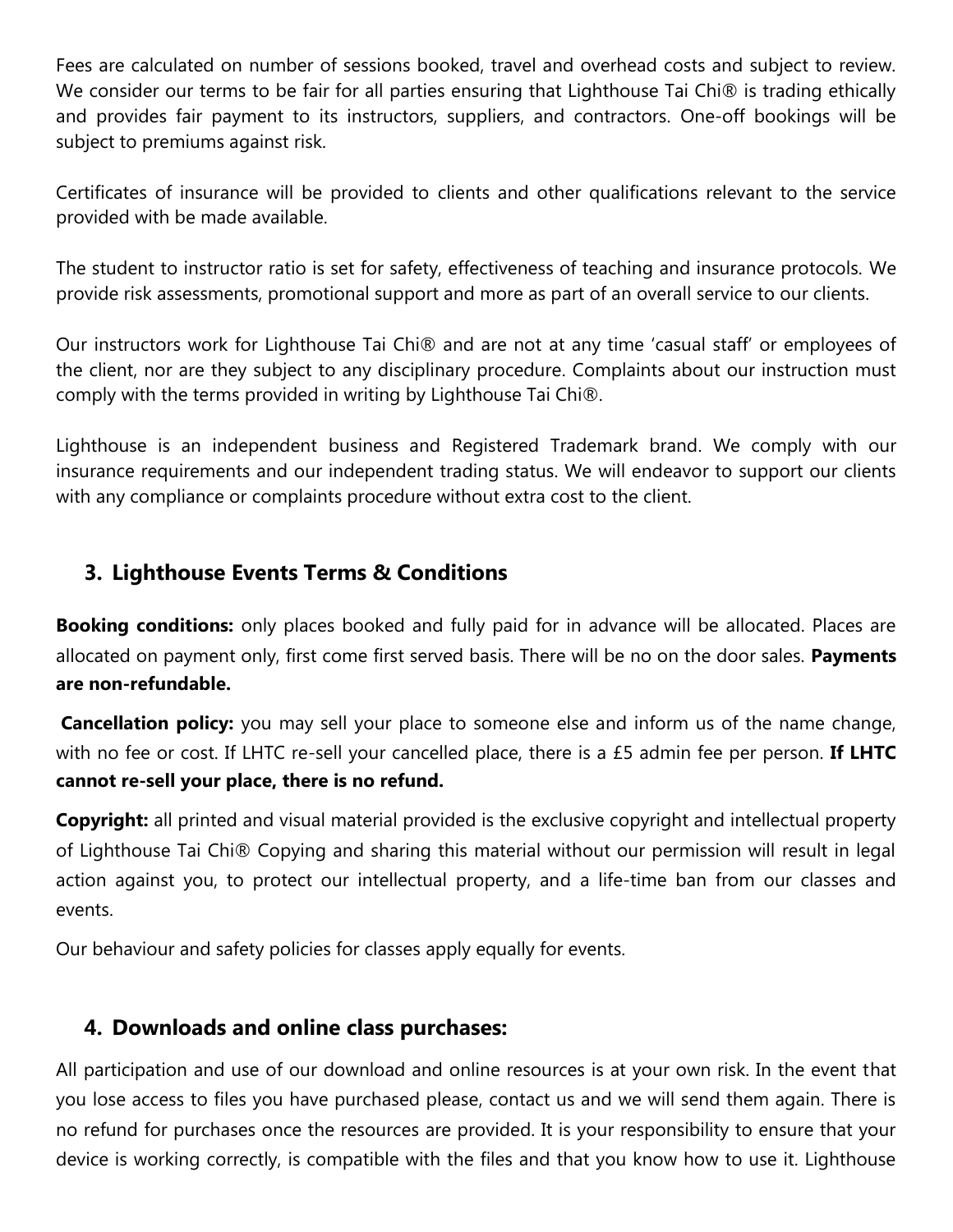Fees are calculated on number of sessions booked, travel and overhead costs and subject to review. We consider our terms to be fair for all parties ensuring that Lighthouse Tai Chi® is trading ethically and provides fair payment to its instructors, suppliers, and contractors. One-off bookings will be subject to premiums against risk.

Certificates of insurance will be provided to clients and other qualifications relevant to the service provided with be made available.

The student to instructor ratio is set for safety, effectiveness of teaching and insurance protocols. We provide risk assessments, promotional support and more as part of an overall service to our clients.

Our instructors work for Lighthouse Tai Chi® and are not at any time 'casual staff' or employees of the client, nor are they subject to any disciplinary procedure. Complaints about our instruction must comply with the terms provided in writing by Lighthouse Tai Chi®.

Lighthouse is an independent business and Registered Trademark brand. We comply with our insurance requirements and our independent trading status. We will endeavor to support our clients with any compliance or complaints procedure without extra cost to the client.

## 3. Lighthouse Events Terms & Conditions

**Booking conditions:** only places booked and fully paid for in advance will be allocated. Places are allocated on payment only, first come first served basis. There will be no on the door sales. **Payments are non-refundable.**

**Cancellation policy:** you may sell your place to someone else and inform us of the name change, with no fee or cost. If LHTC re-sell your cancelled place, there is a £5 admin fee per person. **If LHTC cannot re-sell your place, there is no refund.**

**Copyright:** all printed and visual material provided is the exclusive copyright and intellectual property of Lighthouse Tai Chi® Copying and sharing this material without our permission will result in legal action against you, to protect our intellectual property, and a life-time ban from our classes and events.

Our behaviour and safety policies for classes apply equally for events.

## 4. Downloads and online class purchases:

All participation and use of our download and online resources is at your own risk. In the event that you lose access to files you have purchased please, contact us and we will send them again. There is no refund for purchases once the resources are provided. It is your responsibility to ensure that your device is working correctly, is compatible with the files and that you know how to use it. Lighthouse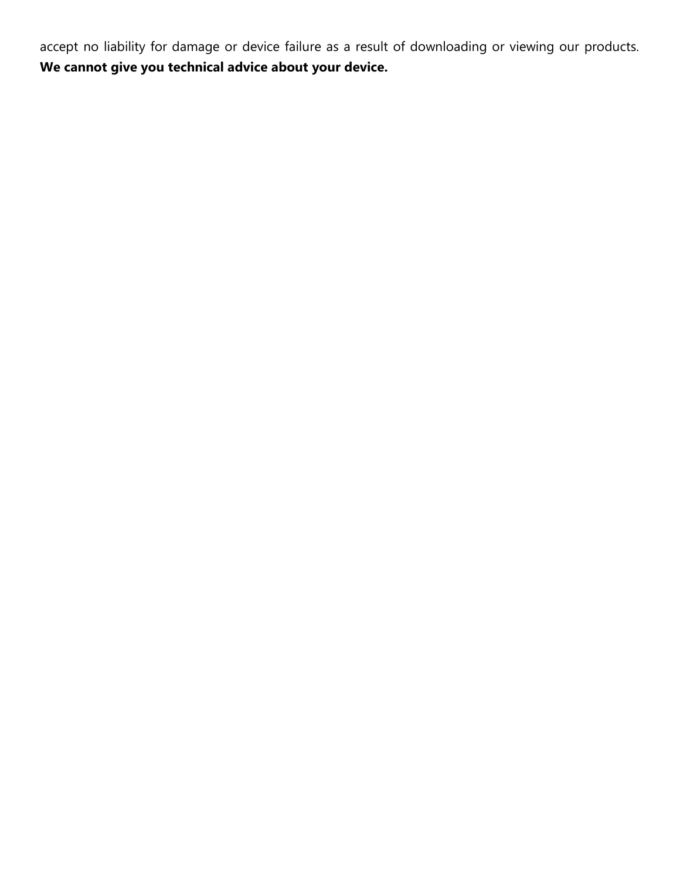accept no liability for damage or device failure as a result of downloading or viewing our products. **We cannot give you technical advice about your device.**